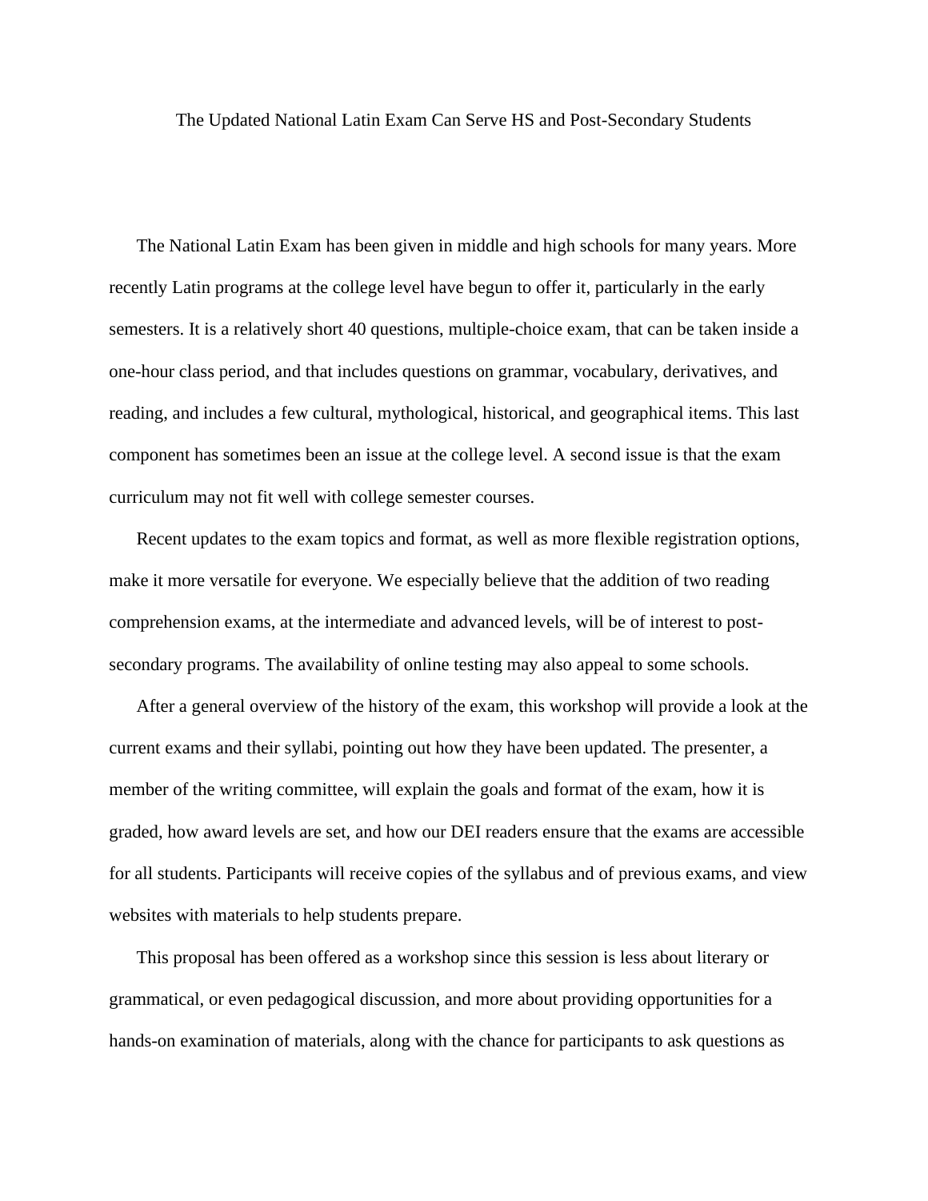# The Updated National Latin Exam Can Serve HS and Post-Secondary Students

The National Latin Exam has been given in middle and high schools for many years. More recently Latin programs at the college level have begun to offer it, particularly in the early semesters. It is a relatively short 40 questions, multiple-choice exam, that can be taken inside a one-hour class period, and that includes questions on grammar, vocabulary, derivatives, and reading, and includes a few cultural, mythological, historical, and geographical items. This last component has sometimes been an issue at the college level. A second issue is that the exam curriculum may not fit well with college semester courses.

Recent updates to the exam topics and format, as well as more flexible registration options, make it more versatile for everyone. We especially believe that the addition of two reading comprehension exams, at the intermediate and advanced levels, will be of interest to post-secondary programs. The availability of online testing may also appeal to some schools.

After a general overview of the history of the exam, this workshop will provide a look at the current exams and their syllabi, pointing out how they have been updated. The presenter, a member of the writing committee, will explain the goals and format of the exam, how it is graded, how award levels are set, and how our DEI readers ensure that the exams are accessible for all students. Participants will receive copies of the syllabus and of previous exams, and view websites with materials to help students prepare.

This proposal has been offered as a workshop since this session is less about literary or grammatical, or even pedagogical discussion, and more about providing opportunities for a hands-on examination of materials, along with the chance for participants to ask questions as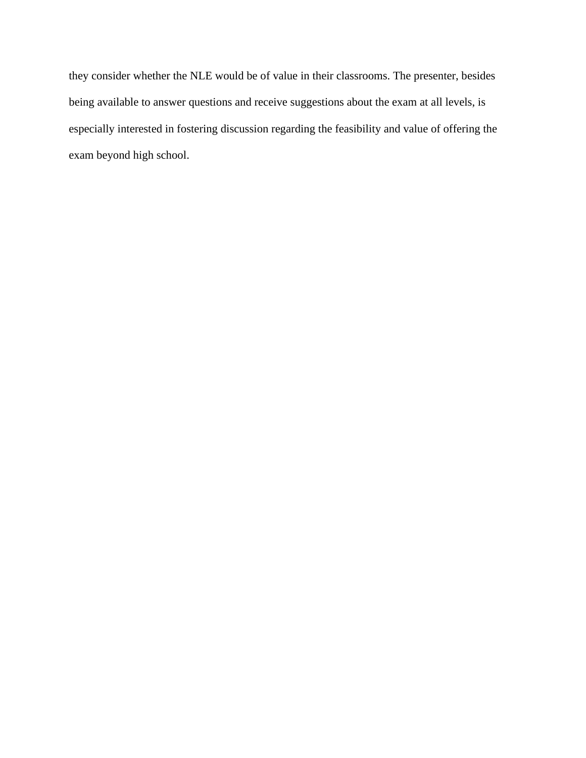they consider whether the NLE would be of value in their classrooms. The presenter, besides being available to answer questions and receive suggestions about the exam at all levels, is especially interested in fostering discussion regarding the feasibility and value of offering the exam beyond high school.